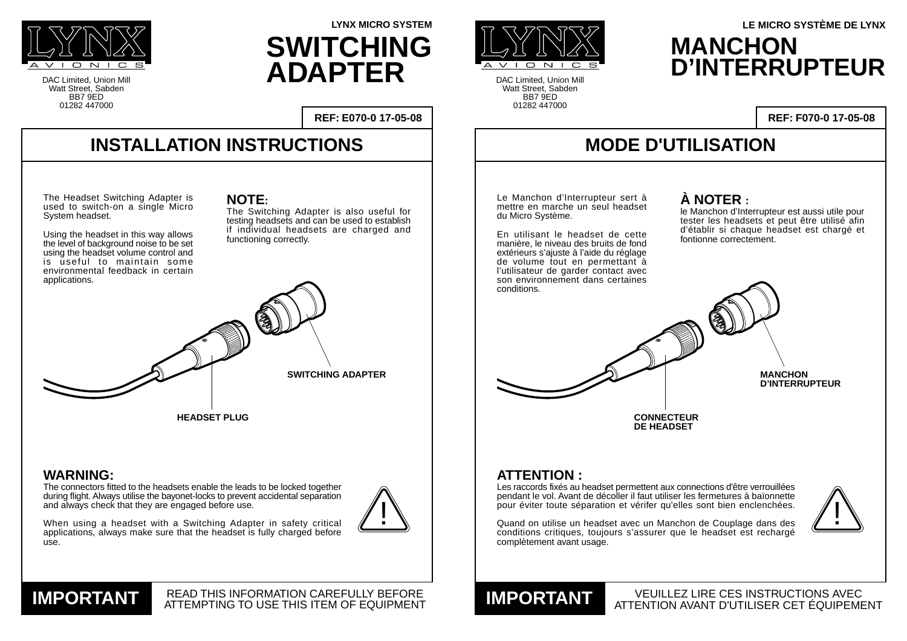LYNX AVIONICS

DAC Limited, Union Mill
Watt Street, Sabden
BB7 9ED
01282 447000

LYNX MICRO SYSTEM

# SWITCHING ADAPTER

REF: E070-0 17-05-08

## INSTALLATION INSTRUCTIONS

The Headset Switching Adapter is used to switch-on a single Micro System headset.

Using the headset in this way allows the level of background noise to be set using the headset volume control and is useful to maintain some environmental feedback in certain applications.

**NOTE:**
The Switching Adapter is also useful for testing headsets and can be used to establish if individual headsets are charged and functioning correctly.

SWITCHING ADAPTER

HEADSET PLUG

### WARNING:

The connectors fitted to the headsets enable the leads to be locked together during flight. Always utilise the bayonet-locks to prevent accidental separation and always check that they are engaged before use.

When using a headset with a Switching Adapter in safety critical applications, always make sure that the headset is fully charged before use.

**IMPORTANT** READ THIS INFORMATION CAREFULLY BEFORE ATTEMPTING TO USE THIS ITEM OF EQUIPMENT

---

LYNX AVIONICS

DAC Limited, Union Mill
Watt Street, Sabden
BB7 9ED
01282 447000

LE MICRO SYSTÈME DE LYNX

# MANCHON D'INTERRUPTEUR

REF: F070-0 17-05-08

## MODE D'UTILISATION

Le Manchon d'Interrupteur sert à mettre en marche un seul headset du Micro Système.

En utilisant le headset de cette manière, le niveau des bruits de fond extérieurs s'ajuste à l'aide du réglage de volume tout en permettant à l'utilisateur de garder contact avec son environnement dans certaines conditions.

**À NOTER :**
le Manchon d'Interrupteur est aussi utile pour tester les headsets et peut être utilisé afin d'établir si chaque headset est chargé et fontionne correctement.

MANCHON D'INTERRUPTEUR

CONNECTEUR DE HEADSET

### ATTENTION :

Les raccords fixés au headset permettent aux connections d'être verrouillées pendant le vol. Avant de décoller il faut utiliser les fermetures à baïonnette pour éviter toute séparation et vérifer qu'elles sont bien enclenchées.

Quand on utilise un headset avec un Manchon de Couplage dans des conditions critiques, toujours s'assurer que le headset est rechargé complètement avant usage.

**IMPORTANT** VEUILLEZ LIRE CES INSTRUCTIONS AVEC ATTENTION AVANT D'UTILISER CET ÉQUIPEMENT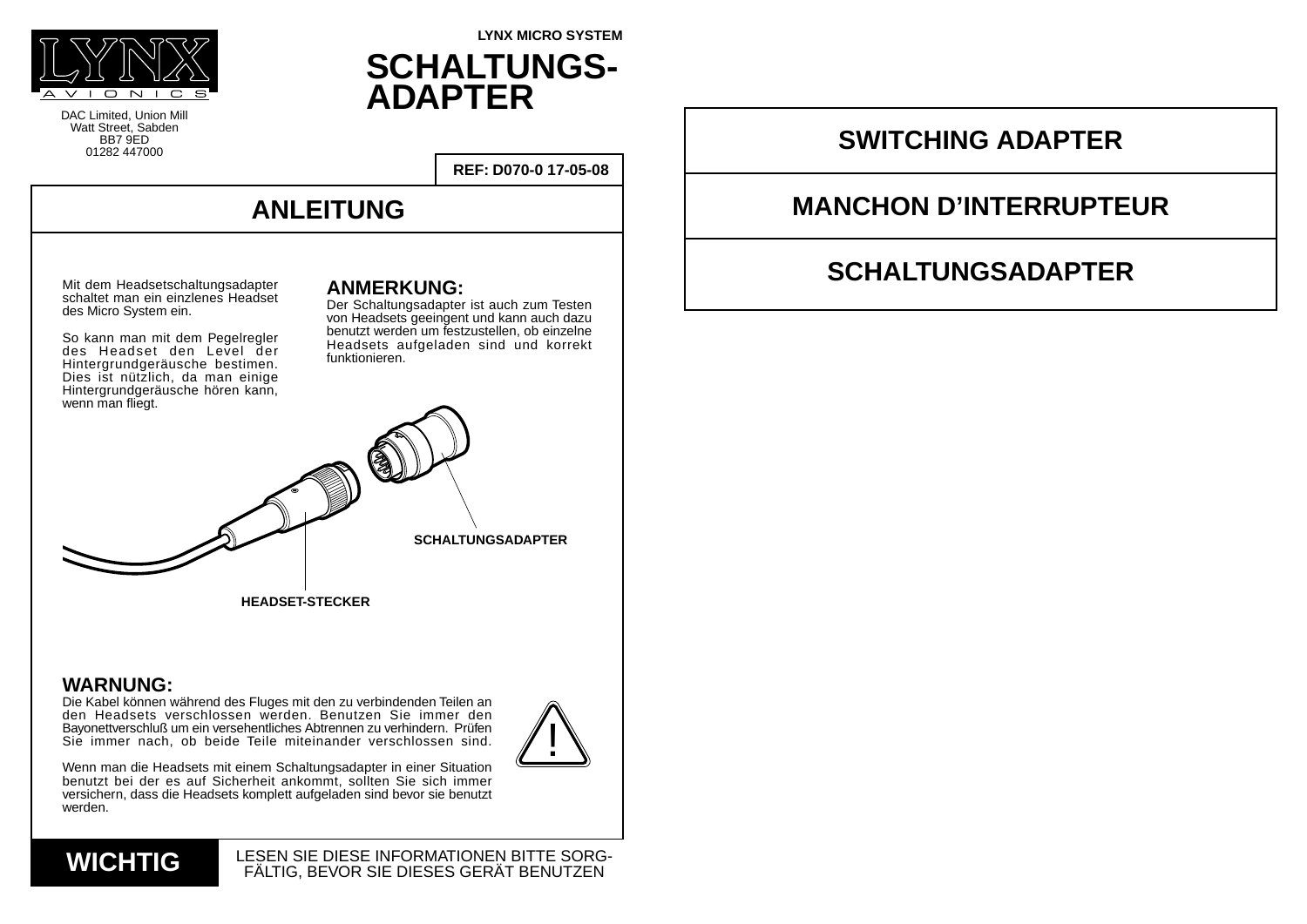LYNX AVIONICS

DAC Limited, Union Mill
Watt Street, Sabden
BB7 9ED
01282 447000

LYNX MICRO SYSTEM

# SCHALTUNGS-ADAPTER

REF: D070-0 17-05-08

## ANLEITUNG

Mit dem Headsetschaltungsadapter schaltet man ein einzlenes Headset des Micro System ein.

So kann man mit dem Pegelregler des Headset den Level der Hintergrundgeräusche bestimen. Dies ist nützlich, da man einige Hintergrundgeräusche hören kann, wenn man fliegt.

### ANMERKUNG:

Der Schaltungsadapter ist auch zum Testen von Headsets geeingent und kann auch dazu benutzt werden um festzustellen, ob einzelne Headsets aufgeladen sind und korrekt funktionieren.

SCHALTUNGSADAPTER

HEADSET-STECKER

### WARNUNG:

Die Kabel können während des Fluges mit den zu verbindenden Teilen an den Headsets verschlossen werden. Benutzen Sie immer den Bayonettverschluß um ein versehentliches Abtrennen zu verhindern. Prüfen Sie immer nach, ob beide Teile miteinander verschlossen sind.

Wenn man die Headsets mit einem Schaltungsadapter in einer Situation benutzt bei der es auf Sicherheit ankommt, sollten Sie sich immer versichern, dass die Headsets komplett aufgeladen sind bevor sie benutzt werden.

**WICHTIG** LESEN SIE DIESE INFORMATIONEN BITTE SORGFÄLTIG, BEVOR SIE DIESES GERÄT BENUTZEN

| |
|---|
| SWITCHING ADAPTER |
| MANCHON D'INTERRUPTEUR |
| SCHALTUNGSADAPTER |